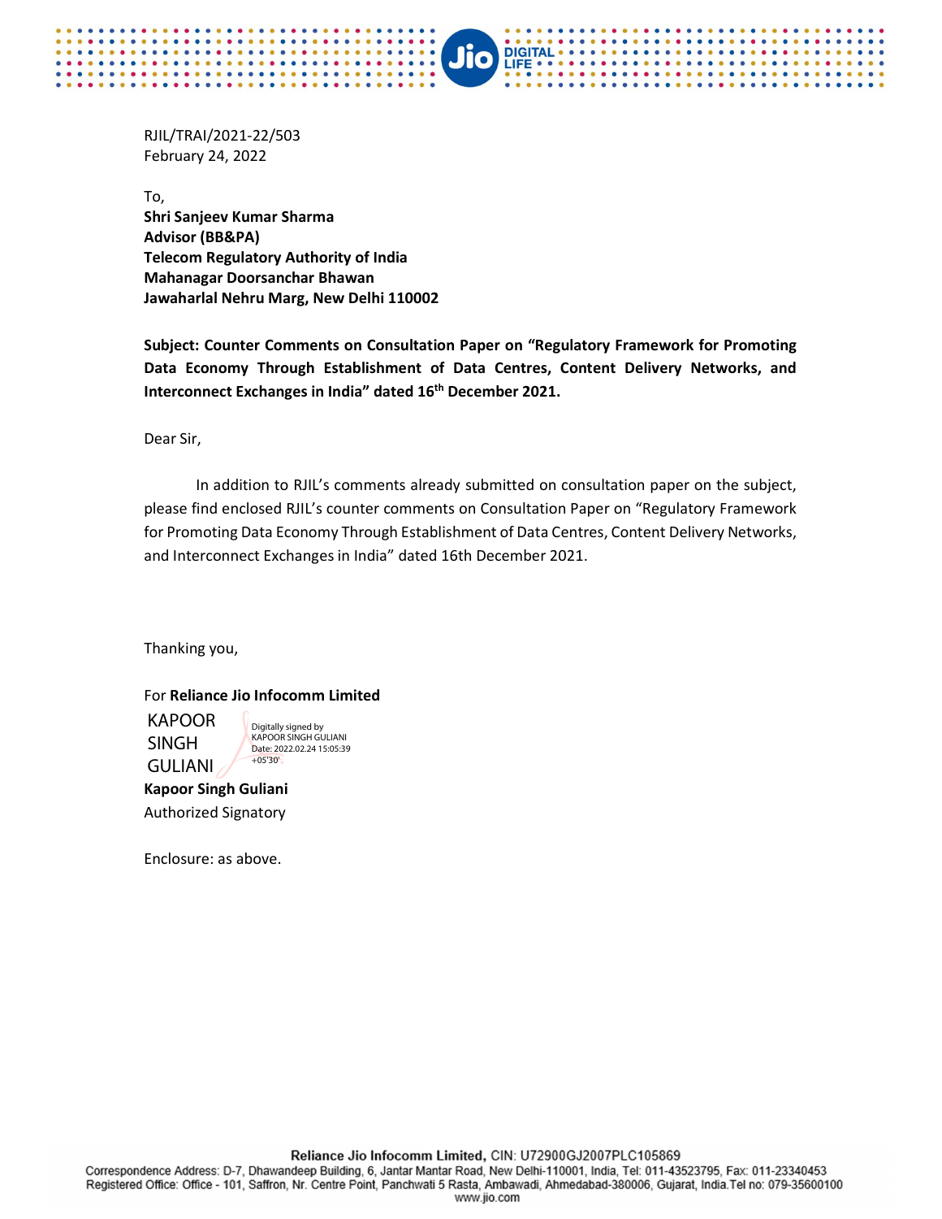RJIL/TRAI/2021-22/503
February 24, 2022

To,
**Shri Sanjeev Kumar Sharma**
**Advisor (BB&PA)**
**Telecom Regulatory Authority of India**
**Mahanagar Doorsanchar Bhawan**
**Jawaharlal Nehru Marg, New Delhi 110002**

**Subject: Counter Comments on Consultation Paper on "Regulatory Framework for Promoting Data Economy Through Establishment of Data Centres, Content Delivery Networks, and Interconnect Exchanges in India" dated 16th December 2021.**

Dear Sir,

In addition to RJIL's comments already submitted on consultation paper on the subject, please find enclosed RJIL's counter comments on Consultation Paper on "Regulatory Framework for Promoting Data Economy Through Establishment of Data Centres, Content Delivery Networks, and Interconnect Exchanges in India" dated 16th December 2021.

Thanking you,

For **Reliance Jio Infocomm Limited**

KAPOOR SINGH GULIANI
Digitally signed by KAPOOR SINGH GULIANI
Date: 2022.02.24 15:05:39 +05'30'

**Kapoor Singh Guliani**
Authorized Signatory

Enclosure: as above.

**Reliance Jio Infocomm Limited,** CIN: U72900GJ2007PLC105869
Correspondence Address: D-7, Dhawandeep Building, 6, Jantar Mantar Road, New Delhi-110001, India, Tel: 011-43523795, Fax: 011-23340453
Registered Office: Office - 101, Saffron, Nr. Centre Point, Panchwati 5 Rasta, Ambawadi, Ahmedabad-380006, Gujarat, India.Tel no: 079-35600100
www.jio.com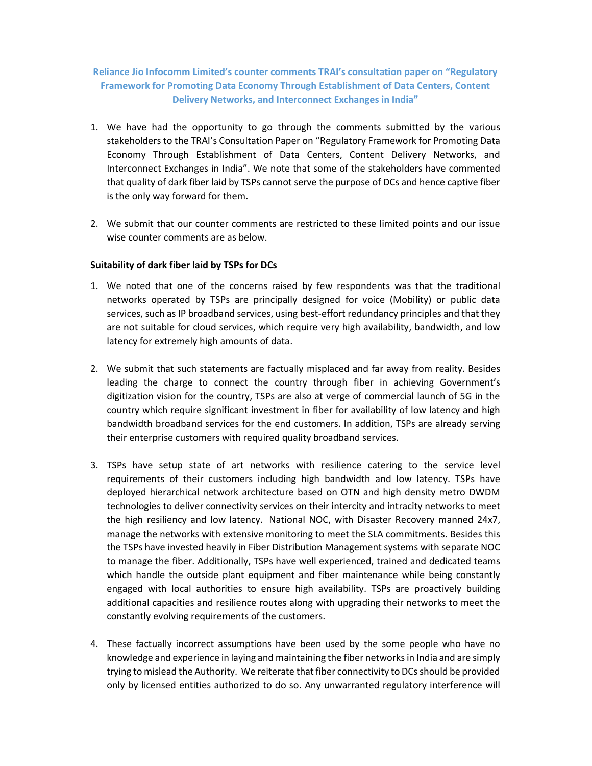**Reliance Jio Infocomm Limited's counter comments TRAI's consultation paper on "Regulatory Framework for Promoting Data Economy Through Establishment of Data Centers, Content Delivery Networks, and Interconnect Exchanges in India"**

1. We have had the opportunity to go through the comments submitted by the various stakeholders to the TRAI's Consultation Paper on "Regulatory Framework for Promoting Data Economy Through Establishment of Data Centers, Content Delivery Networks, and Interconnect Exchanges in India". We note that some of the stakeholders have commented that quality of dark fiber laid by TSPs cannot serve the purpose of DCs and hence captive fiber is the only way forward for them.

2. We submit that our counter comments are restricted to these limited points and our issue wise counter comments are as below.

**Suitability of dark fiber laid by TSPs for DCs**

1. We noted that one of the concerns raised by few respondents was that the traditional networks operated by TSPs are principally designed for voice (Mobility) or public data services, such as IP broadband services, using best-effort redundancy principles and that they are not suitable for cloud services, which require very high availability, bandwidth, and low latency for extremely high amounts of data.

2. We submit that such statements are factually misplaced and far away from reality. Besides leading the charge to connect the country through fiber in achieving Government's digitization vision for the country, TSPs are also at verge of commercial launch of 5G in the country which require significant investment in fiber for availability of low latency and high bandwidth broadband services for the end customers. In addition, TSPs are already serving their enterprise customers with required quality broadband services.

3. TSPs have setup state of art networks with resilience catering to the service level requirements of their customers including high bandwidth and low latency. TSPs have deployed hierarchical network architecture based on OTN and high density metro DWDM technologies to deliver connectivity services on their intercity and intracity networks to meet the high resiliency and low latency. National NOC, with Disaster Recovery manned 24x7, manage the networks with extensive monitoring to meet the SLA commitments. Besides this the TSPs have invested heavily in Fiber Distribution Management systems with separate NOC to manage the fiber. Additionally, TSPs have well experienced, trained and dedicated teams which handle the outside plant equipment and fiber maintenance while being constantly engaged with local authorities to ensure high availability. TSPs are proactively building additional capacities and resilience routes along with upgrading their networks to meet the constantly evolving requirements of the customers.

4. These factually incorrect assumptions have been used by the some people who have no knowledge and experience in laying and maintaining the fiber networks in India and are simply trying to mislead the Authority. We reiterate that fiber connectivity to DCs should be provided only by licensed entities authorized to do so. Any unwarranted regulatory interference will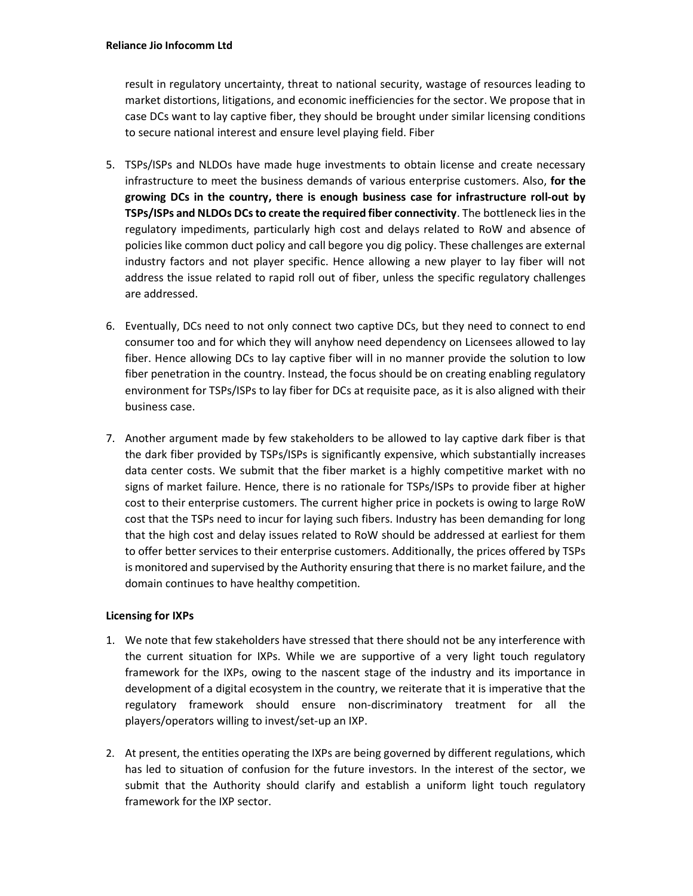result in regulatory uncertainty, threat to national security, wastage of resources leading to market distortions, litigations, and economic inefficiencies for the sector. We propose that in case DCs want to lay captive fiber, they should be brought under similar licensing conditions to secure national interest and ensure level playing field. Fiber

5. TSPs/ISPs and NLDOs have made huge investments to obtain license and create necessary infrastructure to meet the business demands of various enterprise customers. Also, **for the growing DCs in the country, there is enough business case for infrastructure roll-out by TSPs/ISPs and NLDOs DCs to create the required fiber connectivity**. The bottleneck lies in the regulatory impediments, particularly high cost and delays related to RoW and absence of policies like common duct policy and call begore you dig policy. These challenges are external industry factors and not player specific. Hence allowing a new player to lay fiber will not address the issue related to rapid roll out of fiber, unless the specific regulatory challenges are addressed.

6. Eventually, DCs need to not only connect two captive DCs, but they need to connect to end consumer too and for which they will anyhow need dependency on Licensees allowed to lay fiber. Hence allowing DCs to lay captive fiber will in no manner provide the solution to low fiber penetration in the country. Instead, the focus should be on creating enabling regulatory environment for TSPs/ISPs to lay fiber for DCs at requisite pace, as it is also aligned with their business case.

7. Another argument made by few stakeholders to be allowed to lay captive dark fiber is that the dark fiber provided by TSPs/ISPs is significantly expensive, which substantially increases data center costs. We submit that the fiber market is a highly competitive market with no signs of market failure. Hence, there is no rationale for TSPs/ISPs to provide fiber at higher cost to their enterprise customers. The current higher price in pockets is owing to large RoW cost that the TSPs need to incur for laying such fibers. Industry has been demanding for long that the high cost and delay issues related to RoW should be addressed at earliest for them to offer better services to their enterprise customers. Additionally, the prices offered by TSPs is monitored and supervised by the Authority ensuring that there is no market failure, and the domain continues to have healthy competition.

**Licensing for IXPs**

1. We note that few stakeholders have stressed that there should not be any interference with the current situation for IXPs. While we are supportive of a very light touch regulatory framework for the IXPs, owing to the nascent stage of the industry and its importance in development of a digital ecosystem in the country, we reiterate that it is imperative that the regulatory framework should ensure non-discriminatory treatment for all the players/operators willing to invest/set-up an IXP.

2. At present, the entities operating the IXPs are being governed by different regulations, which has led to situation of confusion for the future investors. In the interest of the sector, we submit that the Authority should clarify and establish a uniform light touch regulatory framework for the IXP sector.